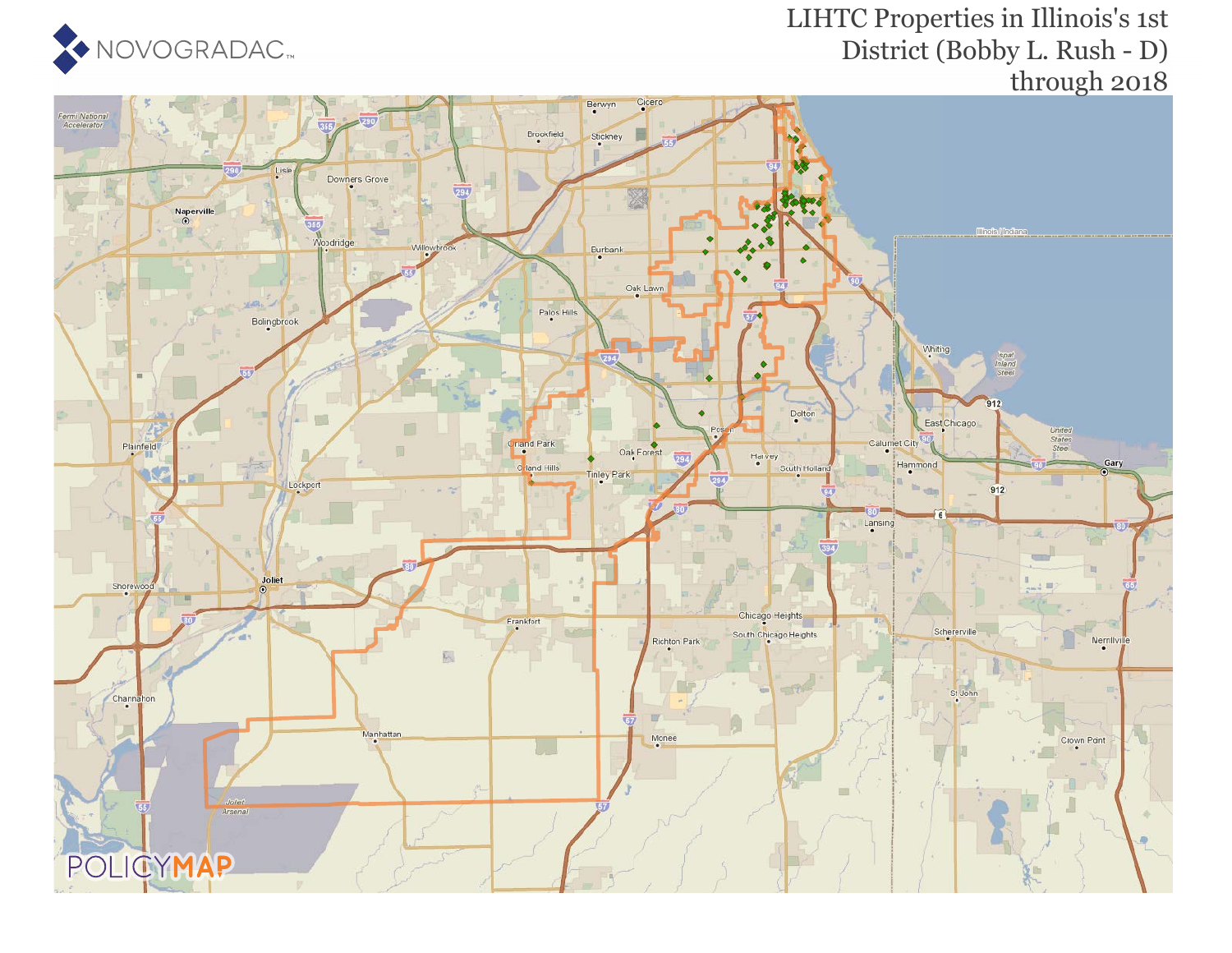NOVOGRADAC

# LIHTC Properties in Illinois's 1st District (Bobby L. Rush - D) through 2018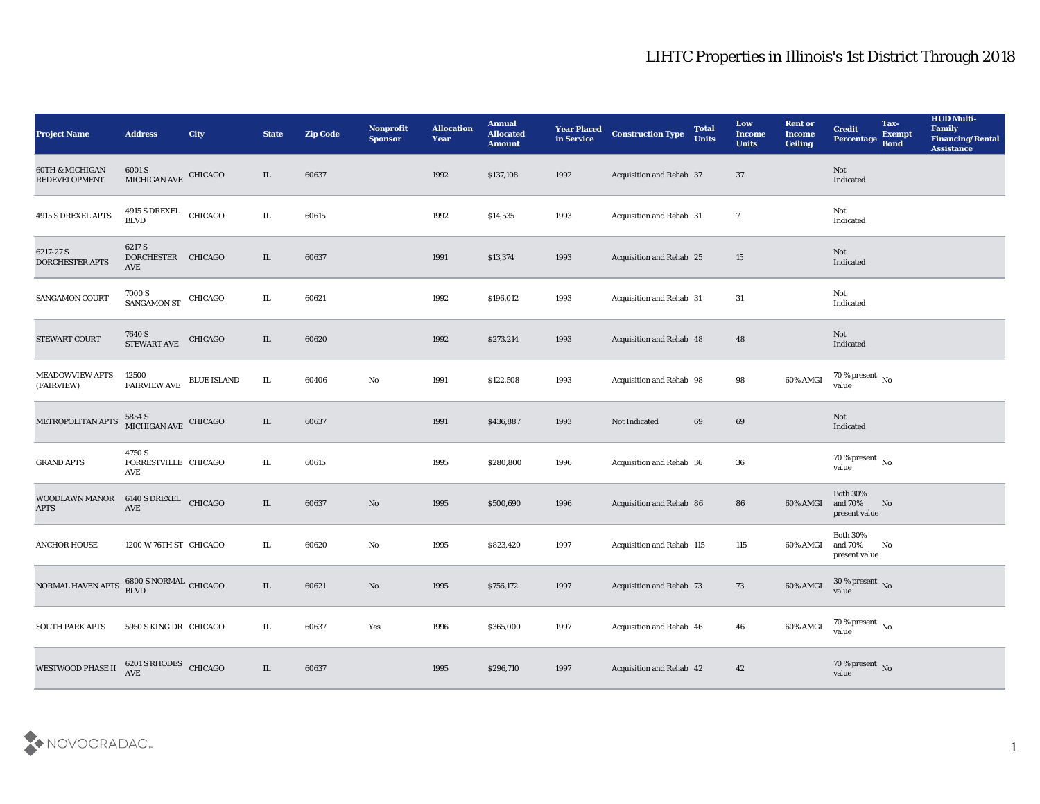# LIHTC Properties in Illinois's 1st District Through 2018

| Project Name | Address | City | State | Zip Code | Nonprofit Sponsor | Allocation Year | Annual Allocated Amount | Year Placed in Service | Construction Type | Total Units | Low Income Units | Rent or Income Ceiling | Credit Percentage | Tax-Exempt Bond | HUD Multi-Family Financing/Rental Assistance |
|---|---|---|---|---|---|---|---|---|---|---|---|---|---|---|---|
| 60TH & MICHIGAN REDEVELOPMENT | 6001 S MICHIGAN AVE | CHICAGO | IL | 60637 | | 1992 | $137,108 | 1992 | Acquisition and Rehab | 37 | 37 | | Not Indicated | | |
| 4915 S DREXEL APTS | 4915 S DREXEL BLVD | CHICAGO | IL | 60615 | | 1992 | $14,535 | 1993 | Acquisition and Rehab | 31 | 7 | | Not Indicated | | |
| 6217-27 S DORCHESTER APTS | 6217 S DORCHESTER AVE | CHICAGO | IL | 60637 | | 1991 | $13,374 | 1993 | Acquisition and Rehab | 25 | 15 | | Not Indicated | | |
| SANGAMON COURT | 7000 S SANGAMON ST | CHICAGO | IL | 60621 | | 1992 | $196,012 | 1993 | Acquisition and Rehab | 31 | 31 | | Not Indicated | | |
| STEWART COURT | 7640 S STEWART AVE | CHICAGO | IL | 60620 | | 1992 | $273,214 | 1993 | Acquisition and Rehab | 48 | 48 | | Not Indicated | | |
| MEADOWVIEW APTS (FAIRVIEW) | 12500 FAIRVIEW AVE | BLUE ISLAND | IL | 60406 | No | 1991 | $122,508 | 1993 | Acquisition and Rehab | 98 | 98 | 60% AMGI | 70 % present value | No | |
| METROPOLITAN APTS | 5854 S MICHIGAN AVE | CHICAGO | IL | 60637 | | 1991 | $436,887 | 1993 | Not Indicated | 69 | 69 | | Not Indicated | | |
| GRAND APTS | 4750 S FORRESTVILLE AVE | CHICAGO | IL | 60615 | | 1995 | $280,800 | 1996 | Acquisition and Rehab | 36 | 36 | | 70 % present value | No | |
| WOODLAWN MANOR APTS | 6140 S DREXEL AVE | CHICAGO | IL | 60637 | No | 1995 | $500,690 | 1996 | Acquisition and Rehab | 86 | 86 | 60% AMGI | Both 30% and 70% present value | No | |
| ANCHOR HOUSE | 1200 W 76TH ST | CHICAGO | IL | 60620 | No | 1995 | $823,420 | 1997 | Acquisition and Rehab | 115 | 115 | 60% AMGI | Both 30% and 70% present value | No | |
| NORMAL HAVEN APTS | 6800 S NORMAL BLVD | CHICAGO | IL | 60621 | No | 1995 | $756,172 | 1997 | Acquisition and Rehab | 73 | 73 | 60% AMGI | 30 % present value | No | |
| SOUTH PARK APTS | 5950 S KING DR | CHICAGO | IL | 60637 | Yes | 1996 | $365,000 | 1997 | Acquisition and Rehab | 46 | 46 | 60% AMGI | 70 % present value | No | |
| WESTWOOD PHASE II | 6201 S RHODES AVE | CHICAGO | IL | 60637 | | 1995 | $296,710 | 1997 | Acquisition and Rehab | 42 | 42 | | 70 % present value | No | |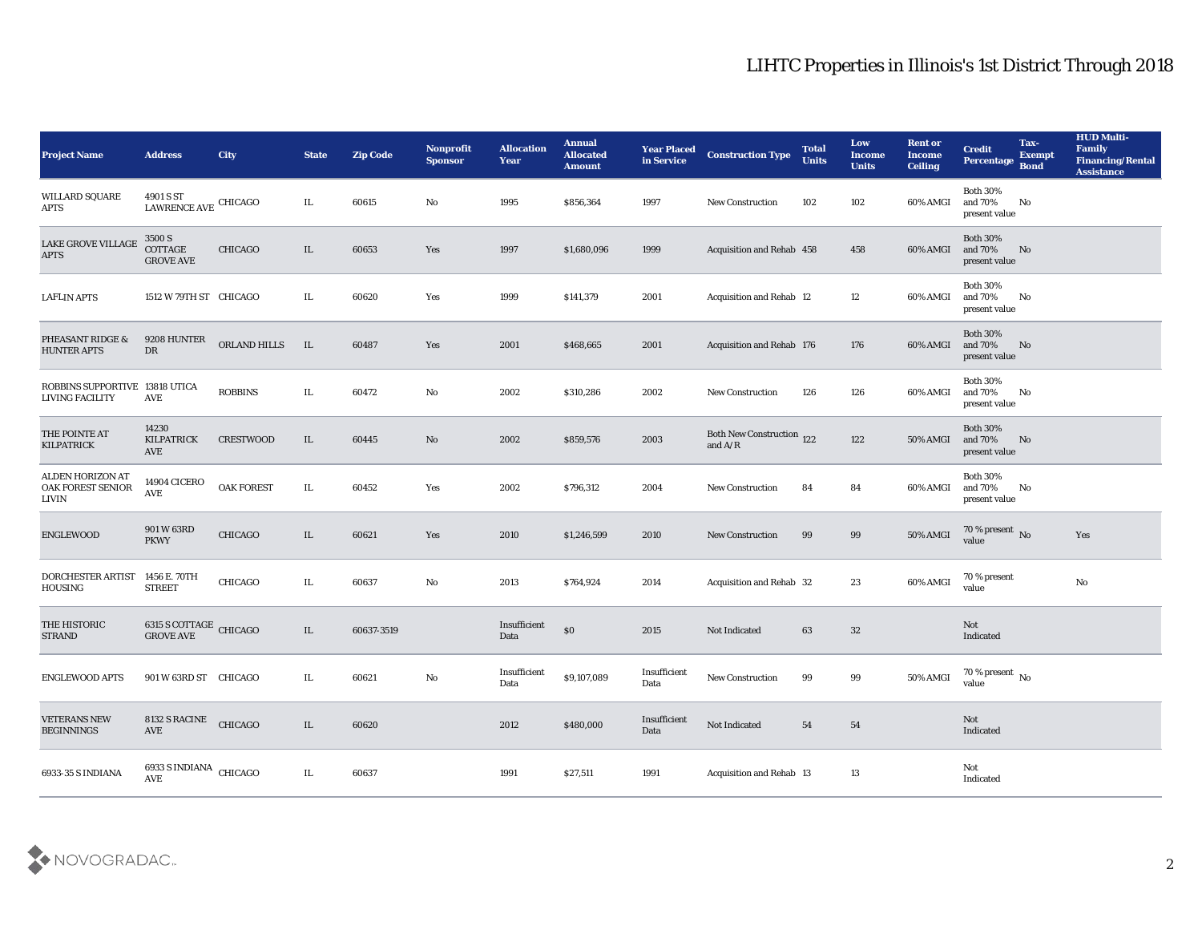# LIHTC Properties in Illinois's 1st District Through 2018

| Project Name | Address | City | State | Zip Code | Nonprofit Sponsor | Allocation Year | Annual Allocated Amount | Year Placed in Service | Construction Type | Total Units | Low Income Units | Rent or Income Ceiling | Credit Percentage | Tax-Exempt Bond | HUD Multi-Family Financing/Rental Assistance |
|---|---|---|---|---|---|---|---|---|---|---|---|---|---|---|---|
| WILLARD SQUARE APTS | 4901 S ST LAWRENCE AVE | CHICAGO | IL | 60615 | No | 1995 | $856,364 | 1997 | New Construction | 102 | 102 | 60% AMGI | Both 30% and 70% present value | No | |
| LAKE GROVE VILLAGE APTS | 3500 S COTTAGE GROVE AVE | CHICAGO | IL | 60653 | Yes | 1997 | $1,680,096 | 1999 | Acquisition and Rehab | 458 | 458 | 60% AMGI | Both 30% and 70% present value | No | |
| LAFLIN APTS | 1512 W 79TH ST | CHICAGO | IL | 60620 | Yes | 1999 | $141,379 | 2001 | Acquisition and Rehab | 12 | 12 | 60% AMGI | Both 30% and 70% present value | No | |
| PHEASANT RIDGE & HUNTER APTS | 9208 HUNTER DR | ORLAND HILLS | IL | 60487 | Yes | 2001 | $468,665 | 2001 | Acquisition and Rehab | 176 | 176 | 60% AMGI | Both 30% and 70% present value | No | |
| ROBBINS SUPPORTIVE LIVING FACILITY | 13818 UTICA AVE | ROBBINS | IL | 60472 | No | 2002 | $310,286 | 2002 | New Construction | 126 | 126 | 60% AMGI | Both 30% and 70% present value | No | |
| THE POINTE AT KILPATRICK | 14230 KILPATRICK AVE | CRESTWOOD | IL | 60445 | No | 2002 | $859,576 | 2003 | Both New Construction and A/R | 122 | 122 | 50% AMGI | Both 30% and 70% present value | No | |
| ALDEN HORIZON AT OAK FOREST SENIOR LIVIN | 14904 CICERO AVE | OAK FOREST | IL | 60452 | Yes | 2002 | $796,312 | 2004 | New Construction | 84 | 84 | 60% AMGI | Both 30% and 70% present value | No | |
| ENGLEWOOD | 901 W 63RD PKWY | CHICAGO | IL | 60621 | Yes | 2010 | $1,246,599 | 2010 | New Construction | 99 | 99 | 50% AMGI | 70 % present value | No | Yes |
| DORCHESTER ARTIST HOUSING | 1456 E. 70TH STREET | CHICAGO | IL | 60637 | No | 2013 | $764,924 | 2014 | Acquisition and Rehab | 32 | 23 | 60% AMGI | 70 % present value | | No |
| THE HISTORIC STRAND | 6315 S COTTAGE GROVE AVE | CHICAGO | IL | 60637-3519 | | Insufficient Data | $0 | 2015 | Not Indicated | 63 | 32 | | Not Indicated | | |
| ENGLEWOOD APTS | 901 W 63RD ST | CHICAGO | IL | 60621 | No | Insufficient Data | $9,107,089 | Insufficient Data | New Construction | 99 | 99 | 50% AMGI | 70 % present value | No | |
| VETERANS NEW BEGINNINGS | 8132 S RACINE AVE | CHICAGO | IL | 60620 | | 2012 | $480,000 | Insufficient Data | Not Indicated | 54 | 54 | | Not Indicated | | |
| 6933-35 S INDIANA | 6933 S INDIANA AVE | CHICAGO | IL | 60637 | | 1991 | $27,511 | 1991 | Acquisition and Rehab | 13 | 13 | | Not Indicated | | |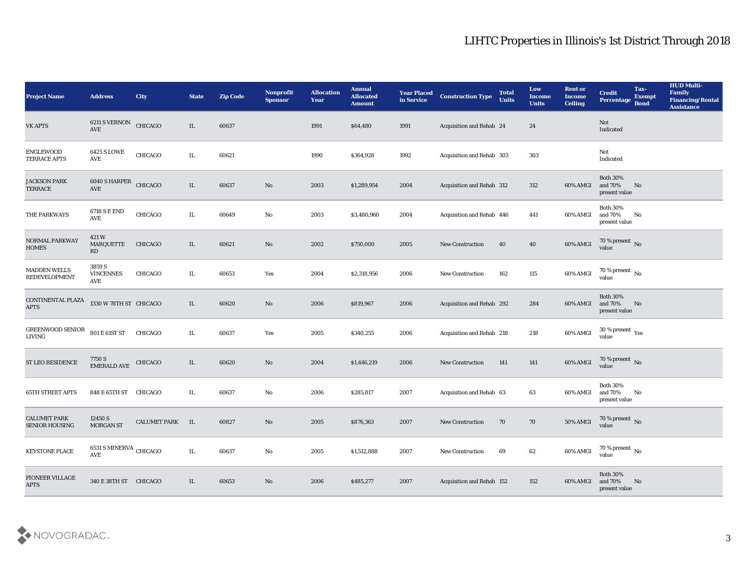# LIHTC Properties in Illinois's 1st District Through 2018

| Project Name | Address | City | State | Zip Code | Nonprofit Sponsor | Allocation Year | Annual Allocated Amount | Year Placed in Service | Construction Type | Total Units | Low Income Units | Rent or Income Ceiling | Credit Percentage | Tax-Exempt Bond | HUD Multi-Family Financing/Rental Assistance |
|---|---|---|---|---|---|---|---|---|---|---|---|---|---|---|---|
| VK APTS | 6211 S VERNON AVE | CHICAGO | IL | 60637 | | 1991 | $64,480 | 1991 | Acquisition and Rehab | 24 | 24 | | Not Indicated | | |
| ENGLEWOOD TERRACE APTS | 6425 S LOWE AVE | CHICAGO | IL | 60621 | | 1990 | $364,928 | 1992 | Acquisition and Rehab | 303 | 303 | | Not Indicated | | |
| JACKSON PARK TERRACE | 6040 S HARPER AVE | CHICAGO | IL | 60637 | No | 2003 | $1,289,954 | 2004 | Acquisition and Rehab | 312 | 312 | 60% AMGI | Both 30% and 70% present value | No | |
| THE PARKWAYS | 6718 S E END AVE | CHICAGO | IL | 60649 | No | 2003 | $3,480,960 | 2004 | Acquisition and Rehab | 446 | 441 | 60% AMGI | Both 30% and 70% present value | No | |
| NORMAL PARKWAY HOMES | 421 W MARQUETTE RD | CHICAGO | IL | 60621 | No | 2002 | $750,000 | 2005 | New Construction | 40 | 40 | 60% AMGI | 70 % present value | No | |
| MADDEN WELLS REDEVELOPMENT | 3859 S VINCENNES AVE | CHICAGO | IL | 60653 | Yes | 2004 | $2,318,956 | 2006 | New Construction | 162 | 115 | 60% AMGI | 70 % present value | No | |
| CONTINENTAL PLAZA APTS | 1330 W 78TH ST | CHICAGO | IL | 60620 | No | 2006 | $819,967 | 2006 | Acquisition and Rehab | 292 | 284 | 60% AMGI | Both 30% and 70% present value | No | |
| GREENWOOD SENIOR LIVING | 801 E 61ST ST | CHICAGO | IL | 60637 | Yes | 2005 | $340,255 | 2006 | Acquisition and Rehab | 218 | 218 | 60% AMGI | 30 % present value | Yes | |
| ST LEO RESIDENCE | 7750 S EMERALD AVE | CHICAGO | IL | 60620 | No | 2004 | $1,446,219 | 2006 | New Construction | 141 | 141 | 60% AMGI | 70 % present value | No | |
| 65TH STREET APTS | 848 E 65TH ST | CHICAGO | IL | 60637 | No | 2006 | $285,817 | 2007 | Acquisition and Rehab | 63 | 63 | 60% AMGI | Both 30% and 70% present value | No | |
| CALUMET PARK SENIOR HOUSING | 12450 S MORGAN ST | CALUMET PARK | IL | 60827 | No | 2005 | $876,363 | 2007 | New Construction | 70 | 70 | 50% AMGI | 70 % present value | No | |
| KEYSTONE PLACE | 6531 S MINERVA AVE | CHICAGO | IL | 60637 | No | 2005 | $1,512,888 | 2007 | New Construction | 69 | 62 | 60% AMGI | 70 % present value | No | |
| PIONEER VILLAGE APTS | 340 E 38TH ST | CHICAGO | IL | 60653 | No | 2006 | $485,277 | 2007 | Acquisition and Rehab | 152 | 152 | 60% AMGI | Both 30% and 70% present value | No | |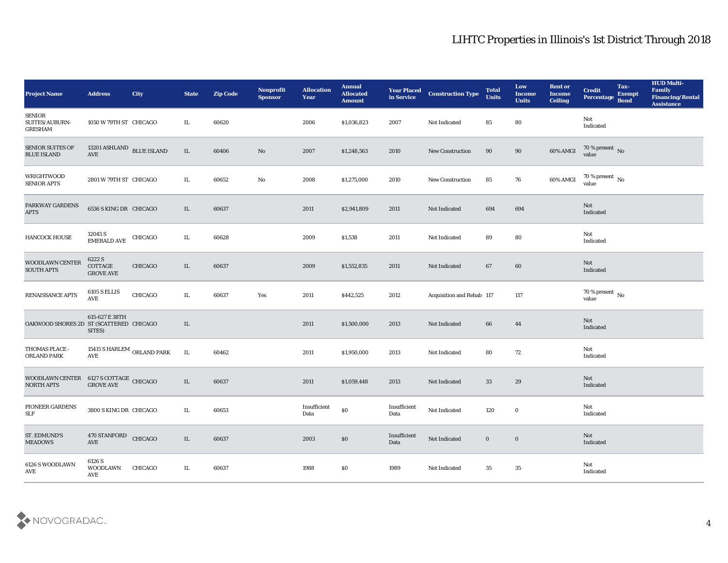# LIHTC Properties in Illinois's 1st District Through 2018

| Project Name | Address | City | State | Zip Code | Nonprofit Sponsor | Allocation Year | Annual Allocated Amount | Year Placed in Service | Construction Type | Total Units | Low Income Units | Rent or Income Ceiling | Credit Percentage | Tax-Exempt Bond | HUD Multi-Family Financing/Rental Assistance |
|---|---|---|---|---|---|---|---|---|---|---|---|---|---|---|---|
| SENIOR SUITES/AUBURN-GRESHAM | 1050 W 79TH ST | CHICAGO | IL | 60620 | | 2006 | $1,036,823 | 2007 | Not Indicated | 85 | 80 | | Not Indicated | | |
| SENIOR SUITES OF BLUE ISLAND | 13201 ASHLAND AVE | BLUE ISLAND | IL | 60406 | No | 2007 | $1,248,563 | 2010 | New Construction | 90 | 90 | 60% AMGI | 70 % present value | No | |
| WRIGHTWOOD SENIOR APTS | 2801 W 79TH ST | CHICAGO | IL | 60652 | No | 2008 | $1,275,000 | 2010 | New Construction | 85 | 76 | 60% AMGI | 70 % present value | No | |
| PARKWAY GARDENS APTS | 6536 S KING DR | CHICAGO | IL | 60637 | | 2011 | $2,941,809 | 2011 | Not Indicated | 694 | 694 | | Not Indicated | | |
| HANCOCK HOUSE | 12045 S EMERALD AVE | CHICAGO | IL | 60628 | | 2009 | $1,538 | 2011 | Not Indicated | 89 | 80 | | Not Indicated | | |
| WOODLAWN CENTER SOUTH APTS | 6222 S COTTAGE GROVE AVE | CHICAGO | IL | 60637 | | 2009 | $1,552,835 | 2011 | Not Indicated | 67 | 60 | | Not Indicated | | |
| RENAISSANCE APTS | 6105 S ELLIS AVE | CHICAGO | IL | 60637 | Yes | 2011 | $442,525 | 2012 | Acquisition and Rehab | 117 | 117 | | 70 % present value | No | |
| OAKWOOD SHORES 2D | 615-627 E 38TH ST (SCATTERED SITES) | CHICAGO | IL | | | 2011 | $1,500,000 | 2013 | Not Indicated | 66 | 44 | | Not Indicated | | |
| THOMAS PLACE - ORLAND PARK | 15415 S HARLEM AVE | ORLAND PARK | IL | 60462 | | 2011 | $1,950,000 | 2013 | Not Indicated | 80 | 72 | | Not Indicated | | |
| WOODLAWN CENTER NORTH APTS | 6127 S COTTAGE GROVE AVE | CHICAGO | IL | 60637 | | 2011 | $1,059,448 | 2013 | Not Indicated | 33 | 29 | | Not Indicated | | |
| PIONEER GARDENS SLF | 3800 S KING DR | CHICAGO | IL | 60653 | | Insufficient Data | $0 | Insufficient Data | Not Indicated | 120 | 0 | | Not Indicated | | |
| ST. EDMUND'S MEADOWS | 470 STANFORD AVE | CHICAGO | IL | 60637 | | 2003 | $0 | Insufficient Data | Not Indicated | 0 | 0 | | Not Indicated | | |
| 6126 S WOODLAWN AVE | 6126 S WOODLAWN AVE | CHICAGO | IL | 60637 | | 1988 | $0 | 1989 | Not Indicated | 35 | 35 | | Not Indicated | | |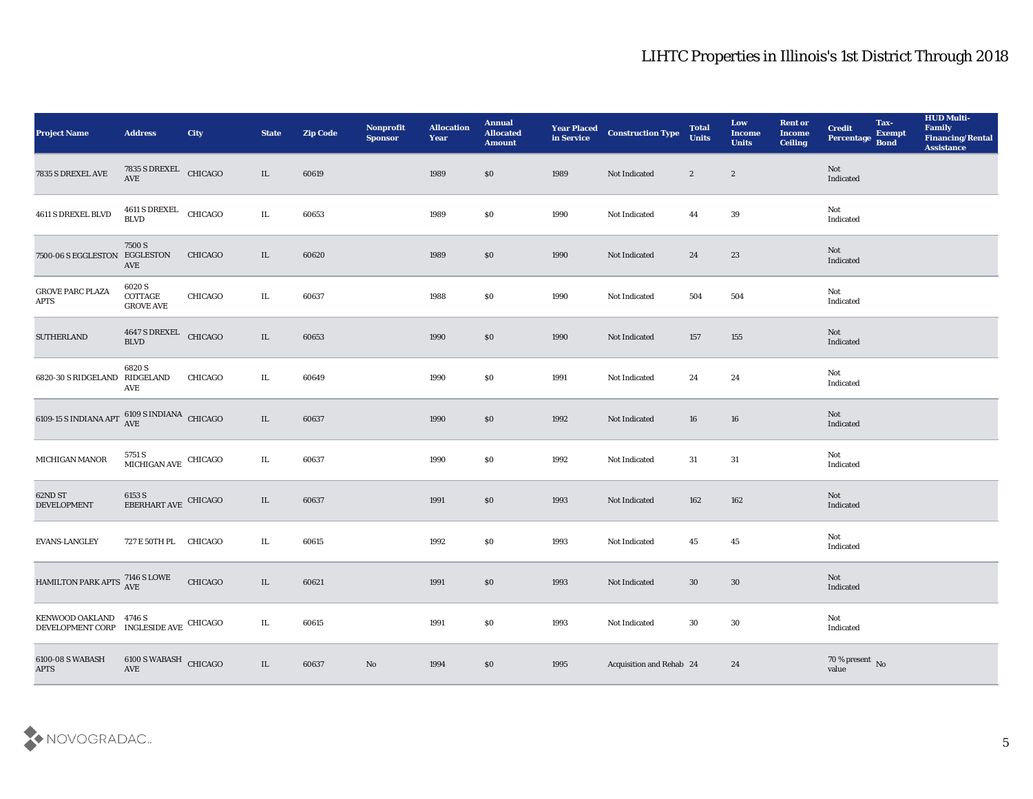# LIHTC Properties in Illinois's 1st District Through 2018

| Project Name | Address | City | State | Zip Code | Nonprofit Sponsor | Allocation Year | Annual Allocated Amount | Year Placed in Service | Construction Type | Total Units | Low Income Units | Rent or Income Ceiling | Credit Percentage | Tax-Exempt Bond | HUD Multi-Family Financing/Rental Assistance |
|---|---|---|---|---|---|---|---|---|---|---|---|---|---|---|---|
| 7835 S DREXEL AVE | 7835 S DREXEL AVE | CHICAGO | IL | 60619 | | 1989 | $0 | 1989 | Not Indicated | 2 | 2 | | Not Indicated | | |
| 4611 S DREXEL BLVD | 4611 S DREXEL BLVD | CHICAGO | IL | 60653 | | 1989 | $0 | 1990 | Not Indicated | 44 | 39 | | Not Indicated | | |
| 7500-06 S EGGLESTON | 7500 S EGGLESTON AVE | CHICAGO | IL | 60620 | | 1989 | $0 | 1990 | Not Indicated | 24 | 23 | | Not Indicated | | |
| GROVE PARC PLAZA APTS | 6020 S COTTAGE GROVE AVE | CHICAGO | IL | 60637 | | 1988 | $0 | 1990 | Not Indicated | 504 | 504 | | Not Indicated | | |
| SUTHERLAND | 4647 S DREXEL BLVD | CHICAGO | IL | 60653 | | 1990 | $0 | 1990 | Not Indicated | 157 | 155 | | Not Indicated | | |
| 6820-30 S RIDGELAND | 6820 S RIDGELAND AVE | CHICAGO | IL | 60649 | | 1990 | $0 | 1991 | Not Indicated | 24 | 24 | | Not Indicated | | |
| 6109-15 S INDIANA APT | 6109 S INDIANA AVE | CHICAGO | IL | 60637 | | 1990 | $0 | 1992 | Not Indicated | 16 | 16 | | Not Indicated | | |
| MICHIGAN MANOR | 5751 S MICHIGAN AVE | CHICAGO | IL | 60637 | | 1990 | $0 | 1992 | Not Indicated | 31 | 31 | | Not Indicated | | |
| 62ND ST DEVELOPMENT | 6153 S EBERHART AVE | CHICAGO | IL | 60637 | | 1991 | $0 | 1993 | Not Indicated | 162 | 162 | | Not Indicated | | |
| EVANS-LANGLEY | 727 E 50TH PL | CHICAGO | IL | 60615 | | 1992 | $0 | 1993 | Not Indicated | 45 | 45 | | Not Indicated | | |
| HAMILTON PARK APTS | 7146 S LOWE AVE | CHICAGO | IL | 60621 | | 1991 | $0 | 1993 | Not Indicated | 30 | 30 | | Not Indicated | | |
| KENWOOD OAKLAND DEVELOPMENT CORP | 4746 S INGLESIDE AVE | CHICAGO | IL | 60615 | | 1991 | $0 | 1993 | Not Indicated | 30 | 30 | | Not Indicated | | |
| 6100-08 S WABASH APTS | 6100 S WABASH AVE | CHICAGO | IL | 60637 | No | 1994 | $0 | 1995 | Acquisition and Rehab | 24 | 24 | | 70 % present value | No | |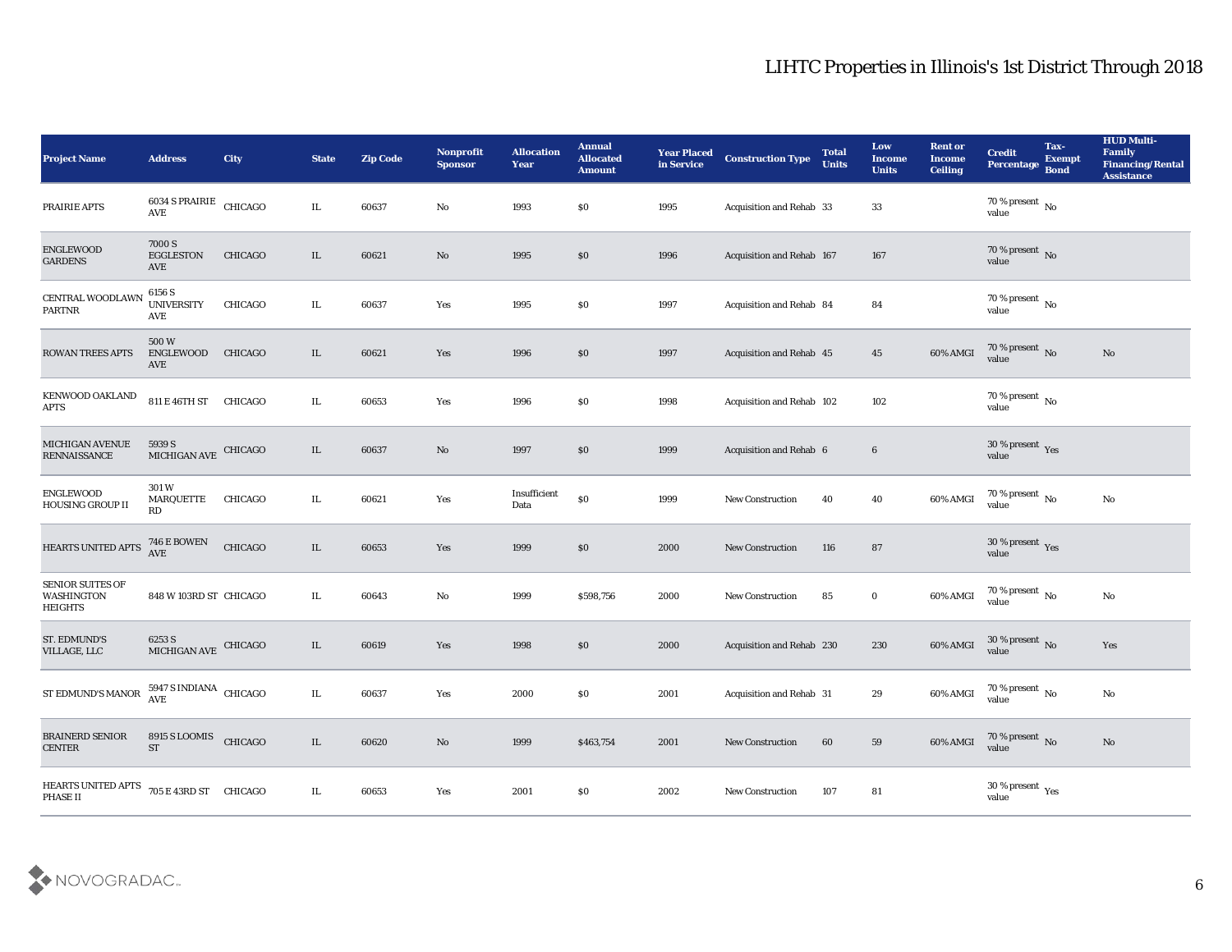# LIHTC Properties in Illinois's 1st District Through 2018

| Project Name | Address | City | State | Zip Code | Nonprofit Sponsor | Allocation Year | Annual Allocated Amount | Year Placed in Service | Construction Type | Total Units | Low Income Units | Rent or Income Ceiling | Credit Percentage | Tax-Exempt Bond | HUD Multi-Family Financing/Rental Assistance |
|---|---|---|---|---|---|---|---|---|---|---|---|---|---|---|---|
| PRAIRIE APTS | 6034 S PRAIRIE AVE | CHICAGO | IL | 60637 | No | 1993 | $0 | 1995 | Acquisition and Rehab | 33 | 33 | | 70 % present value | No | |
| ENGLEWOOD GARDENS | 7000 S EGGLESTON AVE | CHICAGO | IL | 60621 | No | 1995 | $0 | 1996 | Acquisition and Rehab | 167 | 167 | | 70 % present value | No | |
| CENTRAL WOODLAWN PARTNR | 6156 S UNIVERSITY AVE | CHICAGO | IL | 60637 | Yes | 1995 | $0 | 1997 | Acquisition and Rehab | 84 | 84 | | 70 % present value | No | |
| ROWAN TREES APTS | 500 W ENGLEWOOD AVE | CHICAGO | IL | 60621 | Yes | 1996 | $0 | 1997 | Acquisition and Rehab | 45 | 45 | 60% AMGI | 70 % present value | No | No |
| KENWOOD OAKLAND APTS | 811 E 46TH ST | CHICAGO | IL | 60653 | Yes | 1996 | $0 | 1998 | Acquisition and Rehab | 102 | 102 | | 70 % present value | No | |
| MICHIGAN AVENUE RENNAISSANCE | 5939 S MICHIGAN AVE | CHICAGO | IL | 60637 | No | 1997 | $0 | 1999 | Acquisition and Rehab | 6 | 6 | | 30 % present value | Yes | |
| ENGLEWOOD HOUSING GROUP II | 301 W MARQUETTE RD | CHICAGO | IL | 60621 | Yes | Insufficient Data | $0 | 1999 | New Construction | 40 | 40 | 60% AMGI | 70 % present value | No | No |
| HEARTS UNITED APTS | 746 E BOWEN AVE | CHICAGO | IL | 60653 | Yes | 1999 | $0 | 2000 | New Construction | 116 | 87 | | 30 % present value | Yes | |
| SENIOR SUITES OF WASHINGTON HEIGHTS | 848 W 103RD ST | CHICAGO | IL | 60643 | No | 1999 | $598,756 | 2000 | New Construction | 85 | 0 | 60% AMGI | 70 % present value | No | No |
| ST. EDMUND'S VILLAGE, LLC | 6253 S MICHIGAN AVE | CHICAGO | IL | 60619 | Yes | 1998 | $0 | 2000 | Acquisition and Rehab | 230 | 230 | 60% AMGI | 30 % present value | No | Yes |
| ST EDMUND'S MANOR | 5947 S INDIANA AVE | CHICAGO | IL | 60637 | Yes | 2000 | $0 | 2001 | Acquisition and Rehab | 31 | 29 | 60% AMGI | 70 % present value | No | No |
| BRAINERD SENIOR CENTER | 8915 S LOOMIS ST | CHICAGO | IL | 60620 | No | 1999 | $463,754 | 2001 | New Construction | 60 | 59 | 60% AMGI | 70 % present value | No | No |
| HEARTS UNITED APTS PHASE II | 705 E 43RD ST | CHICAGO | IL | 60653 | Yes | 2001 | $0 | 2002 | New Construction | 107 | 81 | | 30 % present value | Yes | |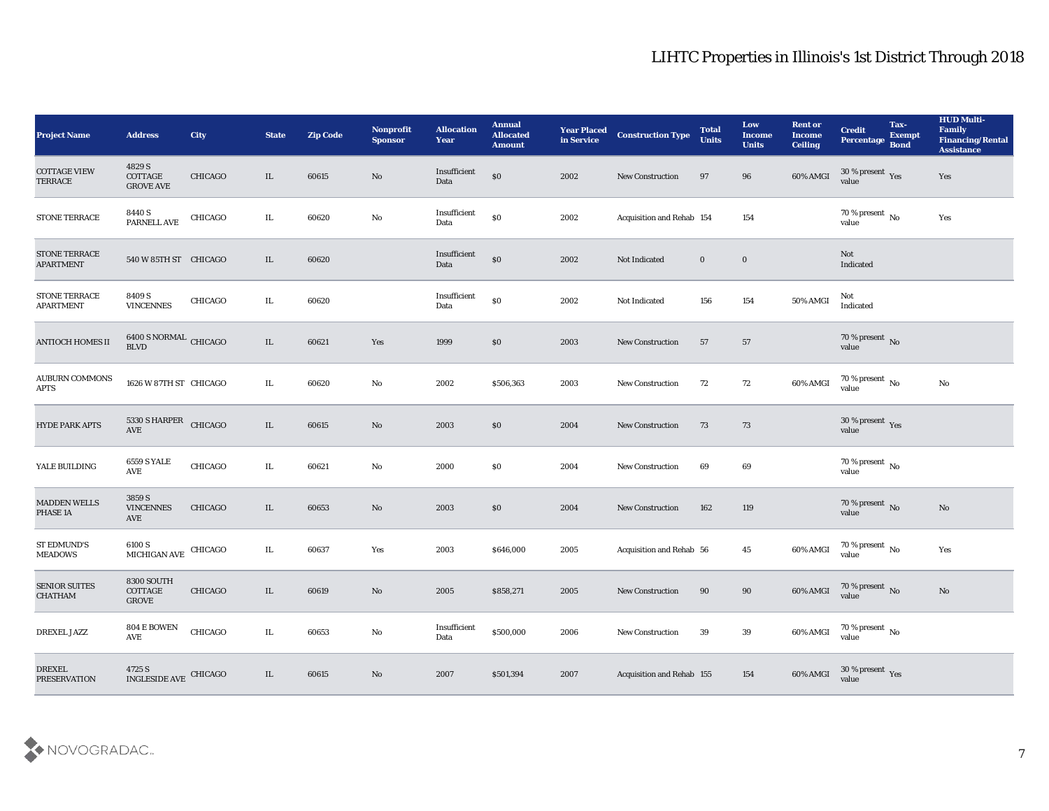# LIHTC Properties in Illinois's 1st District Through 2018

| Project Name | Address | City | State | Zip Code | Nonprofit Sponsor | Allocation Year | Annual Allocated Amount | Year Placed in Service | Construction Type | Total Units | Low Income Units | Rent or Income Ceiling | Credit Percentage | Tax-Exempt Bond | HUD Multi-Family Financing/Rental Assistance |
|---|---|---|---|---|---|---|---|---|---|---|---|---|---|---|---|
| COTTAGE VIEW TERRACE | 4829 S COTTAGE GROVE AVE | CHICAGO | IL | 60615 | No | Insufficient Data | $0 | 2002 | New Construction | 97 | 96 | 60% AMGI | 30 % present value | Yes | Yes |
| STONE TERRACE | 8440 S PARNELL AVE | CHICAGO | IL | 60620 | No | Insufficient Data | $0 | 2002 | Acquisition and Rehab | 154 | 154 | | 70 % present value | No | Yes |
| STONE TERRACE APARTMENT | 540 W 85TH ST | CHICAGO | IL | 60620 | | Insufficient Data | $0 | 2002 | Not Indicated | 0 | 0 | | Not Indicated | | |
| STONE TERRACE APARTMENT | 8409 S VINCENNES | CHICAGO | IL | 60620 | | Insufficient Data | $0 | 2002 | Not Indicated | 156 | 154 | 50% AMGI | Not Indicated | | |
| ANTIOCH HOMES II | 6400 S NORMAL BLVD | CHICAGO | IL | 60621 | Yes | 1999 | $0 | 2003 | New Construction | 57 | 57 | | 70 % present value | No | |
| AUBURN COMMONS APTS | 1626 W 87TH ST | CHICAGO | IL | 60620 | No | 2002 | $506,363 | 2003 | New Construction | 72 | 72 | 60% AMGI | 70 % present value | No | No |
| HYDE PARK APTS | 5330 S HARPER AVE | CHICAGO | IL | 60615 | No | 2003 | $0 | 2004 | New Construction | 73 | 73 | | 30 % present value | Yes | |
| YALE BUILDING | 6559 S YALE AVE | CHICAGO | IL | 60621 | No | 2000 | $0 | 2004 | New Construction | 69 | 69 | | 70 % present value | No | |
| MADDEN WELLS PHASE 1A | 3859 S VINCENNES AVE | CHICAGO | IL | 60653 | No | 2003 | $0 | 2004 | New Construction | 162 | 119 | | 70 % present value | No | No |
| ST EDMUND'S MEADOWS | 6100 S MICHIGAN AVE | CHICAGO | IL | 60637 | Yes | 2003 | $646,000 | 2005 | Acquisition and Rehab | 56 | 45 | 60% AMGI | 70 % present value | No | Yes |
| SENIOR SUITES CHATHAM | 8300 SOUTH COTTAGE GROVE | CHICAGO | IL | 60619 | No | 2005 | $858,271 | 2005 | New Construction | 90 | 90 | 60% AMGI | 70 % present value | No | No |
| DREXEL JAZZ | 804 E BOWEN AVE | CHICAGO | IL | 60653 | No | Insufficient Data | $500,000 | 2006 | New Construction | 39 | 39 | 60% AMGI | 70 % present value | No | |
| DREXEL PRESERVATION | 4725 S INGLESIDE AVE | CHICAGO | IL | 60615 | No | 2007 | $501,394 | 2007 | Acquisition and Rehab | 155 | 154 | 60% AMGI | 30 % present value | Yes | |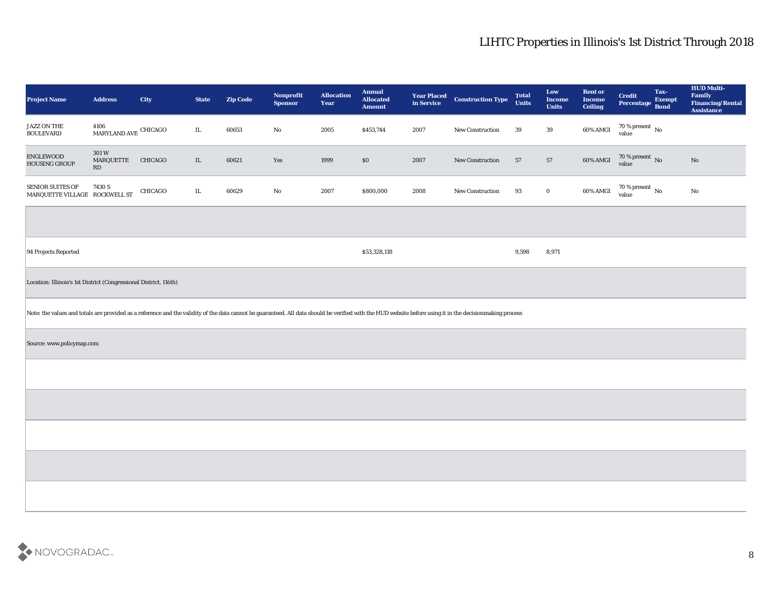| Project Name | Address | City | State | Zip Code | Nonprofit Sponsor | Allocation Year | Annual Allocated Amount | Year Placed in Service | Construction Type | Total Units | Low Income Units | Rent or Income Ceiling | Credit Percentage | Tax-Exempt Bond | HUD Multi-Family Financing/Rental Assistance |
|---|---|---|---|---|---|---|---|---|---|---|---|---|---|---|---|
| JAZZ ON THE BOULEVARD | 4106 MARYLAND AVE | CHICAGO | IL | 60653 | No | 2005 | $453,744 | 2007 | New Construction | 39 | 39 | 60% AMGI | 70 % present value | No | |
| ENGLEWOOD HOUSING GROUP | 301 W MARQUETTE RD | CHICAGO | IL | 60621 | Yes | 1999 | $0 | 2007 | New Construction | 57 | 57 | 60% AMGI | 70 % present value | No | No |
| SENIOR SUITES OF MARQUETTE VILLAGE | 7430 S ROCKWELL ST | CHICAGO | IL | 60629 | No | 2007 | $800,000 | 2008 | New Construction | 93 | 0 | 60% AMGI | 70 % present value | No | No |
| | | | | | | | | | | | | | | | |
| 94 Projects Reported | | | | | | | $53,328,118 | | | 9,598 | 8,971 | | | | |

Location: Illinois's 1st District (Congressional District, 116th)

Note: the values and totals are provided as a reference and the validity of the data cannot be guaranteed. All data should be verified with the HUD website before using it in the decisionmaking process

Source: www.policymap.com